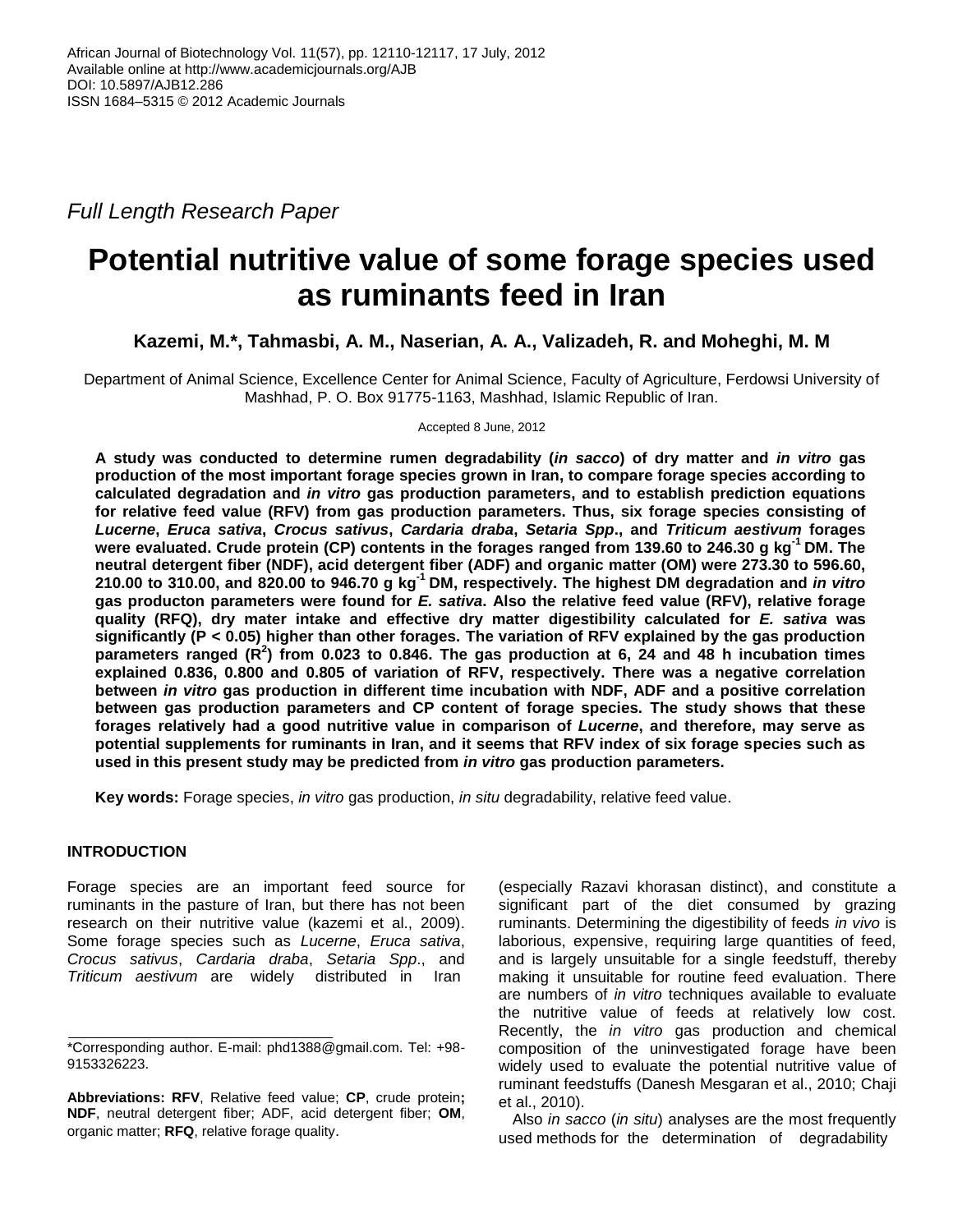African Journal of Biotechnology Vol. 11(57), pp. 12110-12117, 17 July, 2012
Available online at http://www.academicjournals.org/AJB
DOI: 10.5897/AJB12.286
ISSN 1684–5315 © 2012 Academic Journals

*Full Length Research Paper*

# Potential nutritive value of some forage species used as ruminants feed in Iran

**Kazemi, M.*, Tahmasbi, A. M., Naserian, A. A., Valizadeh, R. and Moheghi, M. M**

Department of Animal Science, Excellence Center for Animal Science, Faculty of Agriculture, Ferdowsi University of Mashhad, P. O. Box 91775-1163, Mashhad, Islamic Republic of Iran.

Accepted 8 June, 2012

**A study was conducted to determine rumen degradability (*in sacco*) of dry matter and *in vitro* gas production of the most important forage species grown in Iran, to compare forage species according to calculated degradation and *in vitro* gas production parameters, and to establish prediction equations for relative feed value (RFV) from gas production parameters. Thus, six forage species consisting of *Lucerne*, *Eruca sativa*, *Crocus sativus*, *Cardaria draba*, *Setaria Spp*., and *Triticum aestivum* forages were evaluated. Crude protein (CP) contents in the forages ranged from 139.60 to 246.30 g $kg^{-1}$ DM. The neutral detergent fiber (NDF), acid detergent fiber (ADF) and organic matter (OM) were 273.30 to 596.60, 210.00 to 310.00, and 820.00 to 946.70 g $kg^{-1}$ DM, respectively. The highest DM degradation and *in vitro* gas producton parameters were found for *E. sativa*. Also the relative feed value (RFV), relative forage quality (RFQ), dry mater intake and effective dry matter digestibility calculated for *E. sativa* was significantly ($P < 0.05$) higher than other forages. The variation of RFV explained by the gas production parameters ranged ($R^2$) from 0.023 to 0.846. The gas production at 6, 24 and 48 h incubation times explained 0.836, 0.800 and 0.805 of variation of RFV, respectively. There was a negative correlation between *in vitro* gas production in different time incubation with NDF, ADF and a positive correlation between gas production parameters and CP content of forage species. The study shows that these forages relatively had a good nutritive value in comparison of *Lucerne*, and therefore, may serve as potential supplements for ruminants in Iran, and it seems that RFV index of six forage species such as used in this present study may be predicted from *in vitro* gas production parameters.**

**Key words:** Forage species, *in vitro* gas production, *in situ* degradability, relative feed value.

## INTRODUCTION

Forage species are an important feed source for ruminants in the pasture of Iran, but there has not been research on their nutritive value (kazemi et al., 2009). Some forage species such as *Lucerne*, *Eruca sativa*, *Crocus sativus*, *Cardaria draba*, *Setaria Spp*., and *Triticum aestivum* are widely distributed in Iran (especially Razavi khorasan distinct), and constitute a significant part of the diet consumed by grazing ruminants. Determining the digestibility of feeds *in vivo* is laborious, expensive, requiring large quantities of feed, and is largely unsuitable for a single feedstuff, thereby making it unsuitable for routine feed evaluation. There are numbers of *in vitro* techniques available to evaluate the nutritive value of feeds at relatively low cost. Recently, the *in vitro* gas production and chemical composition of the uninvestigated forage have been widely used to evaluate the potential nutritive value of ruminant feedstuffs (Danesh Mesgaran et al., 2010; Chaji et al., 2010).

Also *in sacco* (*in situ*) analyses are the most frequently used methods for the determination of degradability

*Corresponding author. E-mail: phd1388@gmail.com. Tel: +98-9153326223.

**Abbreviations: RFV**, Relative feed value; **CP**, crude protein**;** **NDF**, neutral detergent fiber; ADF, acid detergent fiber; **OM**, organic matter; **RFQ**, relative forage quality.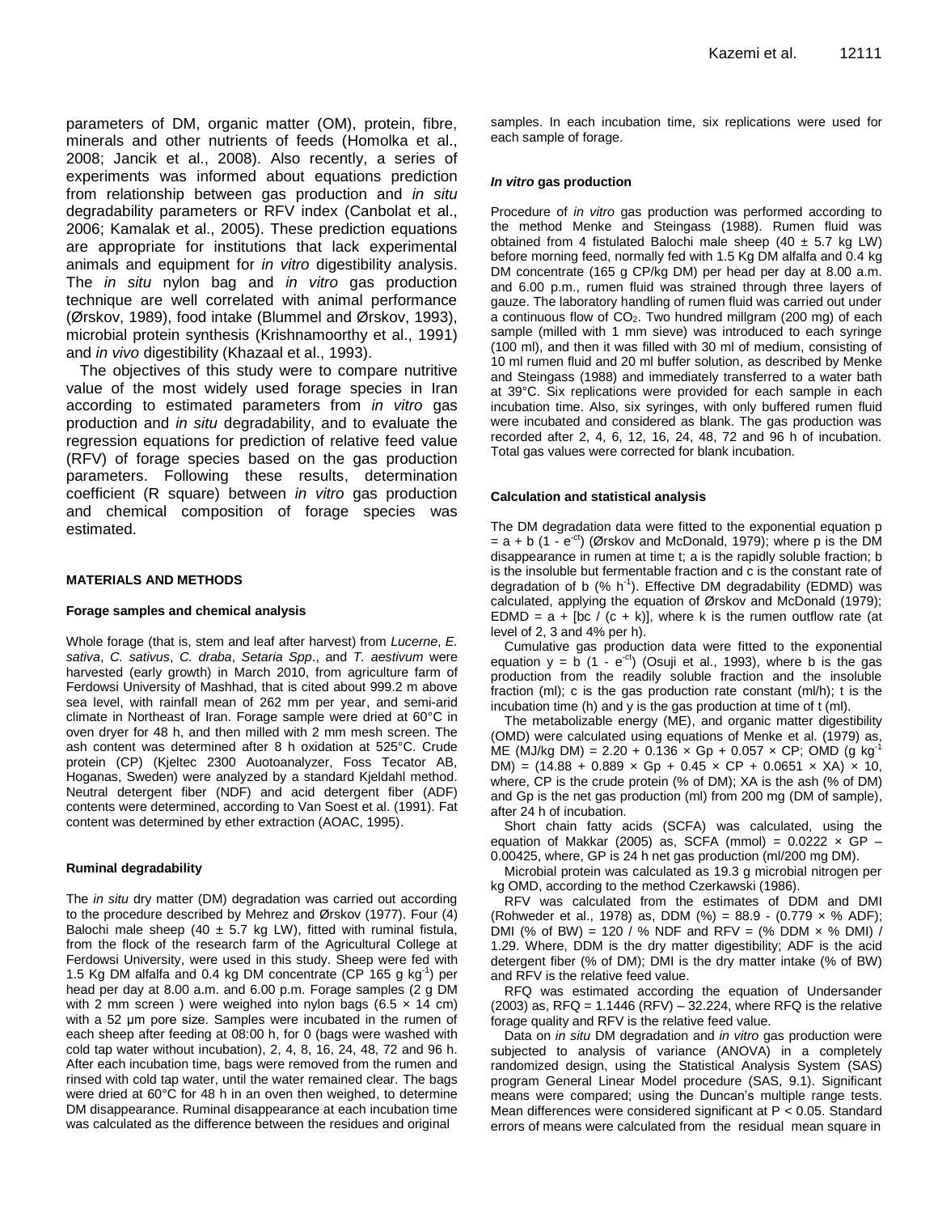parameters of DM, organic matter (OM), protein, fibre, minerals and other nutrients of feeds (Homolka et al., 2008; Jancik et al., 2008). Also recently, a series of experiments was informed about equations prediction from relationship between gas production and *in situ* degradability parameters or RFV index (Canbolat et al., 2006; Kamalak et al., 2005). These prediction equations are appropriate for institutions that lack experimental animals and equipment for *in vitro* digestibility analysis. The *in situ* nylon bag and *in vitro* gas production technique are well correlated with animal performance (Ørskov, 1989), food intake (Blummel and Ørskov, 1993), microbial protein synthesis (Krishnamoorthy et al., 1991) and *in vivo* digestibility (Khazaal et al., 1993).

The objectives of this study were to compare nutritive value of the most widely used forage species in Iran according to estimated parameters from *in vitro* gas production and *in situ* degradability, and to evaluate the regression equations for prediction of relative feed value (RFV) of forage species based on the gas production parameters. Following these results, determination coefficient (R square) between *in vitro* gas production and chemical composition of forage species was estimated.

## MATERIALS AND METHODS

### Forage samples and chemical analysis

Whole forage (that is, stem and leaf after harvest) from *Lucerne*, *E. sativa*, *C. sativus*, *C. draba*, *Setaria Spp*., and *T. aestivum* were harvested (early growth) in March 2010, from agriculture farm of Ferdowsi University of Mashhad, that is cited about 999.2 m above sea level, with rainfall mean of 262 mm per year, and semi-arid climate in Northeast of Iran. Forage sample were dried at 60°C in oven dryer for 48 h, and then milled with 2 mm mesh screen. The ash content was determined after 8 h oxidation at 525°C. Crude protein (CP) (Kjeltec 2300 Auotoanalyzer, Foss Tecator AB, Hoganas, Sweden) were analyzed by a standard Kjeldahl method. Neutral detergent fiber (NDF) and acid detergent fiber (ADF) contents were determined, according to Van Soest et al. (1991). Fat content was determined by ether extraction (AOAC, 1995).

### Ruminal degradability

The *in situ* dry matter (DM) degradation was carried out according to the procedure described by Mehrez and Ørskov (1977). Four (4) Balochi male sheep (40 ± 5.7 kg LW), fitted with ruminal fistula, from the flock of the research farm of the Agricultural College at Ferdowsi University, were used in this study. Sheep were fed with 1.5 Kg DM alfalfa and 0.4 kg DM concentrate (CP 165 g $kg^{-1}$) per head per day at 8.00 a.m. and 6.00 p.m. Forage samples (2 g DM with 2 mm screen ) were weighed into nylon bags (6.5 × 14 cm) with a 52 µm pore size. Samples were incubated in the rumen of each sheep after feeding at 08:00 h, for 0 (bags were washed with cold tap water without incubation), 2, 4, 8, 16, 24, 48, 72 and 96 h. After each incubation time, bags were removed from the rumen and rinsed with cold tap water, until the water remained clear. The bags were dried at 60°C for 48 h in an oven then weighed, to determine DM disappearance. Ruminal disappearance at each incubation time was calculated as the difference between the residues and original samples. In each incubation time, six replications were used for each sample of forage.

### *In vitro* gas production

Procedure of *in vitro* gas production was performed according to the method Menke and Steingass (1988). Rumen fluid was obtained from 4 fistulated Balochi male sheep (40 ± 5.7 kg LW) before morning feed, normally fed with 1.5 Kg DM alfalfa and 0.4 kg DM concentrate (165 g CP/kg DM) per head per day at 8.00 a.m. and 6.00 p.m., rumen fluid was strained through three layers of gauze. The laboratory handling of rumen fluid was carried out under a continuous flow of $CO_2$. Two hundred millgram (200 mg) of each sample (milled with 1 mm sieve) was introduced to each syringe (100 ml), and then it was filled with 30 ml of medium, consisting of 10 ml rumen fluid and 20 ml buffer solution, as described by Menke and Steingass (1988) and immediately transferred to a water bath at 39°C. Six replications were provided for each sample in each incubation time. Also, six syringes, with only buffered rumen fluid were incubated and considered as blank. The gas production was recorded after 2, 4, 6, 12, 16, 24, 48, 72 and 96 h of incubation. Total gas values were corrected for blank incubation.

### Calculation and statistical analysis

The DM degradation data were fitted to the exponential equation $p = a + b\,(1 - e^{-ct})$ (Ørskov and McDonald, 1979); where p is the DM disappearance in rumen at time t; a is the rapidly soluble fraction; b is the insoluble but fermentable fraction and c is the constant rate of degradation of b (% $h^{-1}$). Effective DM degradability (EDMD) was calculated, applying the equation of Ørskov and McDonald (1979); $EDMD = a + [bc / (c + k)]$, where k is the rumen outflow rate (at level of 2, 3 and 4% per h).

Cumulative gas production data were fitted to the exponential equation $y = b\,(1 - e^{-ct})$ (Osuji et al., 1993), where b is the gas production from the readily soluble fraction and the insoluble fraction (ml); c is the gas production rate constant (ml/h); t is the incubation time (h) and y is the gas production at time of t (ml).

The metabolizable energy (ME), and organic matter digestibility (OMD) were calculated using equations of Menke et al. (1979) as, ME (MJ/kg DM) = 2.20 + 0.136 × Gp + 0.057 × CP; OMD (g $kg^{-1}$ DM) = (14.88 + 0.889 × Gp + 0.45 × CP + 0.0651 × XA) × 10, where, CP is the crude protein (% of DM); XA is the ash (% of DM) and Gp is the net gas production (ml) from 200 mg (DM of sample), after 24 h of incubation.

Short chain fatty acids (SCFA) was calculated, using the equation of Makkar (2005) as, SCFA (mmol) = 0.0222 × GP – 0.00425, where, GP is 24 h net gas production (ml/200 mg DM).

Microbial protein was calculated as 19.3 g microbial nitrogen per kg OMD, according to the method Czerkawski (1986).

RFV was calculated from the estimates of DDM and DMI (Rohweder et al., 1978) as, DDM (%) = 88.9 - (0.779 × % ADF); DMI (% of BW) = 120 / % NDF and RFV = (% DDM × % DMI) / 1.29. Where, DDM is the dry matter digestibility; ADF is the acid detergent fiber (% of DM); DMI is the dry matter intake (% of BW) and RFV is the relative feed value.

RFQ was estimated according the equation of Undersander (2003) as, RFQ = 1.1446 (RFV) – 32.224, where RFQ is the relative forage quality and RFV is the relative feed value.

Data on *in situ* DM degradation and *in vitro* gas production were subjected to analysis of variance (ANOVA) in a completely randomized design, using the Statistical Analysis System (SAS) program General Linear Model procedure (SAS, 9.1). Significant means were compared; using the Duncan's multiple range tests. Mean differences were considered significant at $P < 0.05$. Standard errors of means were calculated from the residual mean square in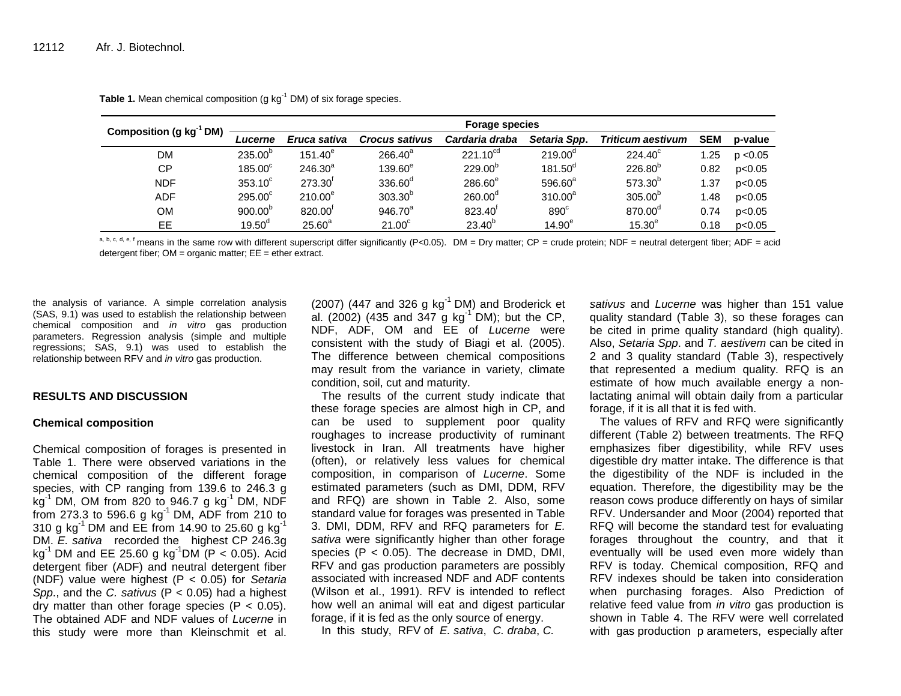**Table 1.** Mean chemical composition (g $kg^{-1}$ DM) of six forage species.

| Composition (g $kg^{-1}$ DM) | Forage species | | | | | | | |
|---|---|---|---|---|---|---|---|---|
| | *Lucerne* | *Eruca sativa* | *Crocus sativus* | *Cardaria draba* | *Setaria Spp.* | *Triticum aestivum* | SEM | p-value |
| DM | $235.00^{b}$ | $151.40^{e}$ | $266.40^{a}$ | $221.10^{cd}$ | $219.00^{d}$ | $224.40^{c}$ | 1.25 | p <0.05 |
| CP | $185.00^{c}$ | $246.30^{a}$ | $139.60^{e}$ | $229.00^{b}$ | $181.50^{d}$ | $226.80^{b}$ | 0.82 | p<0.05 |
| NDF | $353.10^{c}$ | $273.30^{f}$ | $336.60^{d}$ | $286.60^{e}$ | $596.60^{a}$ | $573.30^{b}$ | 1.37 | p<0.05 |
| ADF | $295.00^{c}$ | $210.00^{e}$ | $303.30^{b}$ | $260.00^{d}$ | $310.00^{a}$ | $305.00^{b}$ | 1.48 | p<0.05 |
| OM | $900.00^{b}$ | $820.00^{f}$ | $946.70^{a}$ | $823.40^{f}$ | $890^{c}$ | $870.00^{d}$ | 0.74 | p<0.05 |
| EE | $19.50^{d}$ | $25.60^{a}$ | $21.00^{c}$ | $23.40^{b}$ | $14.90^{e}$ | $15.30^{e}$ | 0.18 | p<0.05 |

[a, b, c, d, e, f] means in the same row with different superscript differ significantly (P<0.05). DM = Dry matter; CP = crude protein; NDF = neutral detergent fiber; ADF = acid detergent fiber; OM = organic matter; EE = ether extract.

the analysis of variance. A simple correlation analysis (SAS, 9.1) was used to establish the relationship between chemical composition and *in vitro* gas production parameters. Regression analysis (simple and multiple regressions; SAS, 9.1) was used to establish the relationship between RFV and *in vitro* gas production.

## RESULTS AND DISCUSSION

### Chemical composition

Chemical composition of forages is presented in Table 1. There were observed variations in the chemical composition of the different forage species, with CP ranging from 139.6 to 246.3 g $kg^{-1}$ DM, OM from 820 to 946.7 g $kg^{-1}$ DM, NDF from 273.3 to 596.6 g $kg^{-1}$ DM, ADF from 210 to 310 g $kg^{-1}$ DM and EE from 14.90 to 25.60 g $kg^{-1}$ DM. *E. sativa* recorded the highest CP 246.3g $kg^{-1}$ DM and EE 25.60 g $kg^{-1}$DM ($P < 0.05$). Acid detergent fiber (ADF) and neutral detergent fiber (NDF) value were highest ($P < 0.05$) for *Setaria Spp*., and the *C. sativus* ($P < 0.05$) had a highest dry matter than other forage species ($P < 0.05$). The obtained ADF and NDF values of *Lucerne* in this study were more than Kleinschmit et al. (2007) (447 and 326 g $kg^{-1}$ DM) and Broderick et al. (2002) (435 and 347 g $kg^{-1}$ DM); but the CP, NDF, ADF, OM and EE of *Lucerne* were consistent with the study of Biagi et al. (2005). The difference between chemical compositions may result from the variance in variety, climate condition, soil, cut and maturity.

The results of the current study indicate that these forage species are almost high in CP, and can be used to supplement poor quality roughages to increase productivity of ruminant livestock in Iran. All treatments have higher (often), or relatively less values for chemical composition, in comparison of *Lucerne*. Some estimated parameters (such as DMI, DDM, RFV and RFQ) are shown in Table 2. Also, some standard value for forages was presented in Table 3. DMI, DDM, RFV and RFQ parameters for *E. sativa* were significantly higher than other forage species ($P < 0.05$). The decrease in DMD, DMI, RFV and gas production parameters are possibly associated with increased NDF and ADF contents (Wilson et al., 1991). RFV is intended to reflect how well an animal will eat and digest particular forage, if it is fed as the only source of energy.

In this study, RFV of *E. sativa*, *C. draba*, *C. sativus* and *Lucerne* was higher than 151 value quality standard (Table 3), so these forages can be cited in prime quality standard (high quality). Also, *Setaria Spp*. and *T. aestivem* can be cited in 2 and 3 quality standard (Table 3), respectively that represented a medium quality. RFQ is an estimate of how much available energy a non-lactating animal will obtain daily from a particular forage, if it is all that it is fed with.

The values of RFV and RFQ were significantly different (Table 2) between treatments. The RFQ emphasizes fiber digestibility, while RFV uses digestible dry matter intake. The difference is that the digestibility of the NDF is included in the equation. Therefore, the digestibility may be the reason cows produce differently on hays of similar RFV. Undersander and Moor (2004) reported that RFQ will become the standard test for evaluating forages throughout the country, and that it eventually will be used even more widely than RFV is today. Chemical composition, RFQ and RFV indexes should be taken into consideration when purchasing forages. Also Prediction of relative feed value from *in vitro* gas production is shown in Table 4. The RFV were well correlated with gas production p arameters, especially after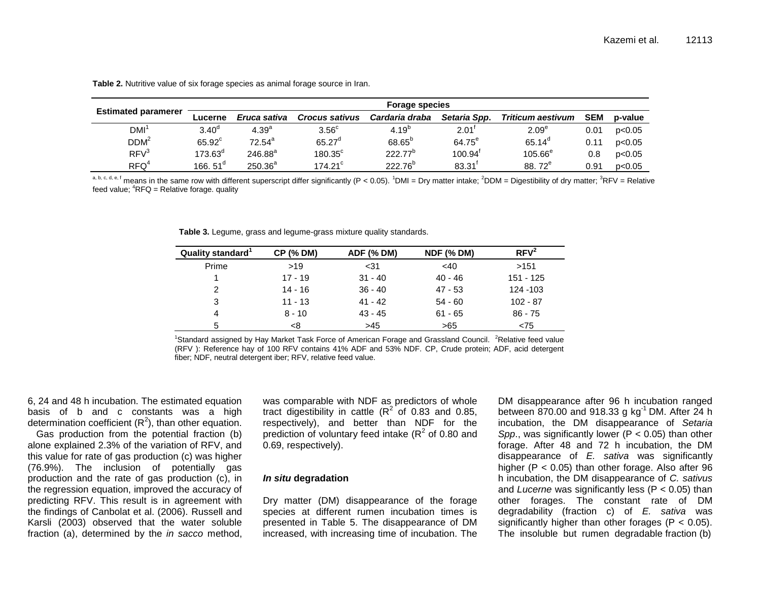**Table 2.** Nutritive value of six forage species as animal forage source in Iran.

| Estimated paramerer | Forage species | | | | | | | |
|---|---|---|---|---|---|---|---|---|
| | Lucerne | *Eruca sativa* | *Crocus sativus* | *Cardaria draba* | *Setaria Spp.* | *Triticum aestivum* | SEM | p-value |
| DMI[1] | 3.40[d] | 4.39[a] | 3.56[c] | 4.19[b] | 2.01[f] | 2.09[e] | 0.01 | p<0.05 |
| DDM[2] | 65.92[c] | 72.54[a] | 65.27[d] | 68.65[b] | 64.75[e] | 65.14[d] | 0.11 | p<0.05 |
| RFV[3] | 173.63[d] | 246.88[a] | 180.35[c] | 222.77[b] | 100.94[f] | 105.66[e] | 0.8 | p<0.05 |
| RFQ[4] | 166. 51[d] | 250.36[a] | 174.21[c] | 222.76[b] | 83.31[f] | 88. 72[e] | 0.91 | p<0.05 |

[a, b, c, d, e, f] means in the same row with different superscript differ significantly (P < 0.05). [1]DMI = Dry matter intake; [2]DDM = Digestibility of dry matter; [3]RFV = Relative feed value; [4]RFQ = Relative forage. quality

**Table 3.** Legume, grass and legume-grass mixture quality standards.

| Quality standard[1] | CP (% DM) | ADF (% DM) | NDF (% DM) | RFV[2] |
|---|---|---|---|---|
| Prime | >19 | <31 | <40 | >151 |
| 1 | 17 - 19 | 31 - 40 | 40 - 46 | 151 - 125 |
| 2 | 14 - 16 | 36 - 40 | 47 - 53 | 124 -103 |
| 3 | 11 - 13 | 41 - 42 | 54 - 60 | 102 - 87 |
| 4 | 8 - 10 | 43 - 45 | 61 - 65 | 86 - 75 |
| 5 | <8 | >45 | >65 | <75 |

[1]Standard assigned by Hay Market Task Force of American Forage and Grassland Council. [2]Relative feed value (RFV ): Reference hay of 100 RFV contains 41% ADF and 53% NDF. CP, Crude protein; ADF, acid detergent fiber; NDF, neutral detergent iber; RFV, relative feed value.

6, 24 and 48 h incubation. The estimated equation basis of b and c constants was a high determination coefficient ($R^2$), than other equation.

Gas production from the potential fraction (b) alone explained 2.3% of the variation of RFV, and this value for rate of gas production (c) was higher (76.9%). The inclusion of potentially gas production and the rate of gas production (c), in the regression equation, improved the accuracy of predicting RFV. This result is in agreement with the findings of Canbolat et al. (2006). Russell and Karsli (2003) observed that the water soluble fraction (a), determined by the *in sacco* method, was comparable with NDF as predictors of whole tract digestibility in cattle ($R^2$ of 0.83 and 0.85, respectively), and better than NDF for the prediction of voluntary feed intake ($R^2$ of 0.80 and 0.69, respectively).

### *In situ* degradation

Dry matter (DM) disappearance of the forage species at different rumen incubation times is presented in Table 5. The disappearance of DM increased, with increasing time of incubation. The DM disappearance after 96 h incubation ranged between 870.00 and 918.33 g $kg^{-1}$ DM. After 24 h incubation, the DM disappearance of *Setaria Spp*., was significantly lower (P < 0.05) than other forage. After 48 and 72 h incubation, the DM disappearance of *E. sativa* was significantly higher (P < 0.05) than other forage. Also after 96 h incubation, the DM disappearance of *C. sativus* and *Lucerne* was significantly less (P < 0.05) than other forages. The constant rate of DM degradability (fraction c) of *E. sativa* was significantly higher than other forages (P < 0.05). The insoluble but rumen degradable fraction (b)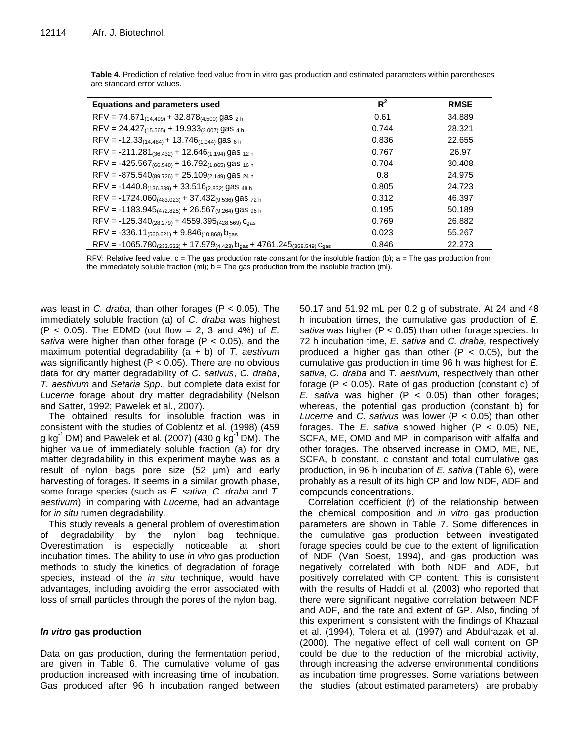**Table 4.** Prediction of relative feed value from in vitro gas production and estimated parameters within parentheses are standard error values.

| Equations and parameters used | $R^2$ | RMSE |
|---|---|---|
| $RFV = 74.671_{(14.499)} + 32.878_{(4.500)}\ gas_{\ 2\ h}$ | 0.61 | 34.889 |
| $RFV = 24.427_{(15.565)} + 19.933_{(2.007)}\ gas_{\ 4\ h}$ | 0.744 | 28.321 |
| $RFV = -12.33_{(14.484)} + 13.746_{(1.044)}\ gas_{\ 6\ h}$ | 0.836 | 22.655 |
| $RFV = -211.281_{(36.432)} + 12.646_{(1.194)}\ gas_{\ 12\ h}$ | 0.767 | 26.97 |
| $RFV = -425.567_{(66.548)} + 16.792_{(1.865)}\ gas_{\ 16\ h}$ | 0.704 | 30.408 |
| $RFV = -875.540_{(89.726)} + 25.109_{(2.149)}\ gas_{\ 24\ h}$ | 0.8 | 24.975 |
| $RFV = -1440.8_{(136.339)} + 33.516_{(2.832)}\ gas_{\ 48\ h}$ | 0.805 | 24.723 |
| $RFV = -1724.060_{(483.023)} + 37.432_{(9.536)}\ gas_{\ 72\ h}$ | 0.312 | 46.397 |
| $RFV = -1183.945_{(472.825)} + 26.567_{(9.264)}\ gas_{\ 96\ h}$ | 0.195 | 50.189 |
| $RFV = -125.340_{(28.279)} + 4559.395_{(428.569)}\ c_{gas}$ | 0.769 | 26.882 |
| $RFV = -336.11_{(560.621)} + 9.846_{(10.868)}\ b_{gas}$ | 0.023 | 55.267 |
| $RFV = -1065.780_{(232.522)} + 17.979_{(4.423)}\ b_{gas} + 4761.245_{(358.549)}\ c_{gas}$ | 0.846 | 22.273 |

RFV: Relative feed value, c = The gas production rate constant for the insoluble fraction (b); a = The gas production from the immediately soluble fraction (ml); b = The gas production from the insoluble fraction (ml).

was least in *C. draba,* than other forages ($P < 0.05$). The immediately soluble fraction (a) of *C. draba* was highest ($P < 0.05$). The EDMD (out flow = 2, 3 and 4%) of *E. sativa* were higher than other forage ($P < 0.05$), and the maximum potential degradability (a + b) of *T. aestivum* was significantly highest ($P < 0.05$). There are no obvious data for dry matter degradability of *C. sativus*, *C. draba*, *T. aestivum* and *Setaria Spp*., but complete data exist for *Lucerne* forage about dry matter degradability (Nelson and Satter, 1992; Pawelek et al., 2007).

The obtained results for insoluble fraction was in consistent with the studies of Coblentz et al. (1998) (459 g $kg^{-1}$ DM) and Pawelek et al. (2007) (430 g $kg^{-1}$ DM). The higher value of immediately soluble fraction (a) for dry matter degradability in this experiment maybe was as a result of nylon bags pore size (52 µm) and early harvesting of forages. It seems in a similar growth phase, some forage species (such as *E. sativa*, *C. draba* and *T. aestivum*), in comparing with *Lucerne,* had an advantage for *in situ* rumen degradability.

This study reveals a general problem of overestimation of degradability by the nylon bag technique. Overestimation is especially noticeable at short incubation times. The ability to use *in vitro* gas production methods to study the kinetics of degradation of forage species, instead of the *in situ* technique, would have advantages, including avoiding the error associated with loss of small particles through the pores of the nylon bag.

### *In vitro* gas production

Data on gas production, during the fermentation period, are given in Table 6. The cumulative volume of gas production increased with increasing time of incubation. Gas produced after 96 h incubation ranged between 50.17 and 51.92 mL per 0.2 g of substrate. At 24 and 48 h incubation times, the cumulative gas production of *E. sativa* was higher ($P < 0.05$) than other forage species. In 72 h incubation time, *E. sativa* and *C. draba,* respectively produced a higher gas than other ($P < 0.05$), but the cumulative gas production in time 96 h was highest for *E. sativa*, *C. draba* and *T. aestivum,* respectively than other forage ($P < 0.05$). Rate of gas production (constant c) of *E. sativa* was higher ($P < 0.05$) than other forages; whereas, the potential gas production (constant b) for *Lucerne* and *C. sativus* was lower ($P < 0.05$) than other forages. The *E. sativa* showed higher ($P < 0.05$) NE, SCFA, ME, OMD and MP, in comparison with alfalfa and other forages. The observed increase in OMD, ME, NE, SCFA, b constant, c constant and total cumulative gas production, in 96 h incubation of *E. sativa* (Table 6), were probably as a result of its high CP and low NDF, ADF and compounds concentrations.

Correlation coefficient (r) of the relationship between the chemical composition and *in vitro* gas production parameters are shown in Table 7. Some differences in the cumulative gas production between investigated forage species could be due to the extent of lignification of NDF (Van Soest, 1994), and gas production was negatively correlated with both NDF and ADF, but positively correlated with CP content. This is consistent with the results of Haddi et al. (2003) who reported that there were significant negative correlation between NDF and ADF, and the rate and extent of GP. Also, finding of this experiment is consistent with the findings of Khazaal et al. (1994), Tolera et al. (1997) and Abdulrazak et al. (2000). The negative effect of cell wall content on GP could be due to the reduction of the microbial activity, through increasing the adverse environmental conditions as incubation time progresses. Some variations between the studies (about estimated parameters) are probably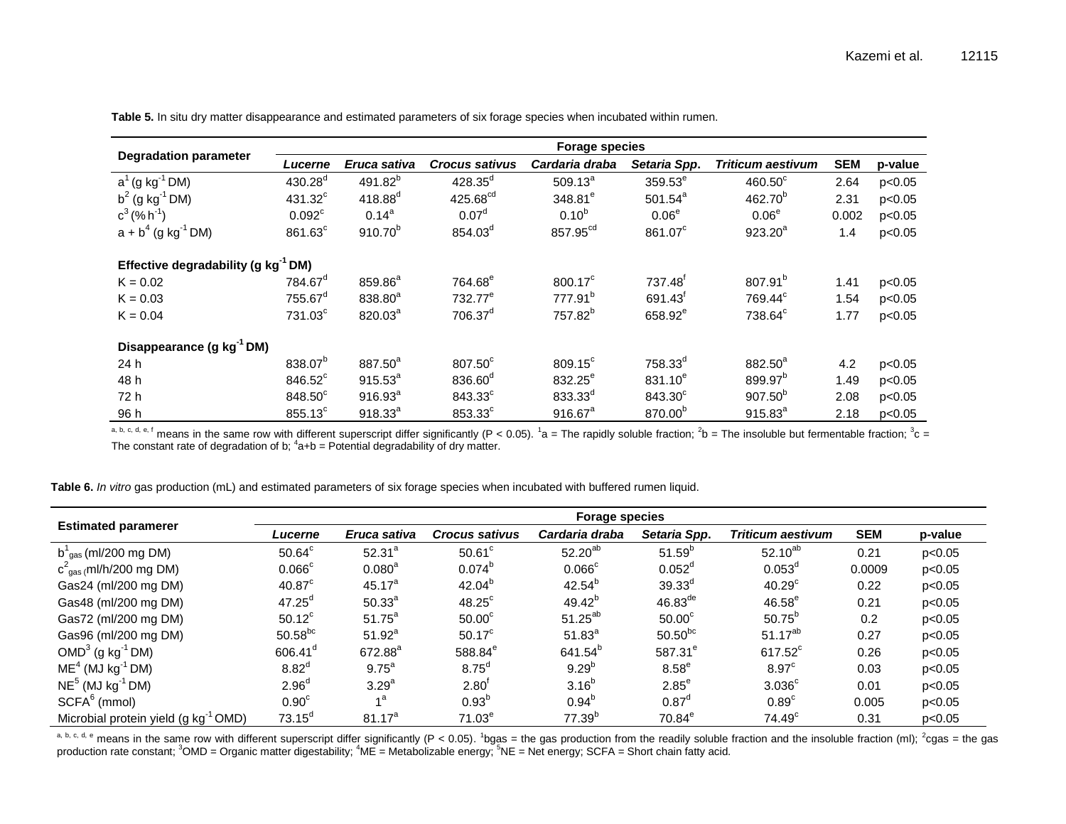**Table 5.** In situ dry matter disappearance and estimated parameters of six forage species when incubated within rumen.

| Degradation parameter | Forage species | | | | | | | |
|---|---|---|---|---|---|---|---|---|
| | *Lucerne* | *Eruca sativa* | *Crocus sativus* | *Cardaria draba* | *Setaria Spp.* | *Triticum aestivum* | **SEM** | **p-value** |
| $a^1$ (g $kg^{-1}$ DM) | $430.28^d$ | $491.82^b$ | $428.35^d$ | $509.13^a$ | $359.53^e$ | $460.50^c$ | 2.64 | p<0.05 |
| $b^2$ (g $kg^{-1}$ DM) | $431.32^c$ | $418.88^d$ | $425.68^{cd}$ | $348.81^e$ | $501.54^a$ | $462.70^b$ | 2.31 | p<0.05 |
| $c^3$ (% $h^{-1}$) | $0.092^c$ | $0.14^a$ | $0.07^d$ | $0.10^b$ | $0.06^e$ | $0.06^e$ | 0.002 | p<0.05 |
| $a + b^4$ (g $kg^{-1}$ DM) | $861.63^c$ | $910.70^b$ | $854.03^d$ | $857.95^{cd}$ | $861.07^c$ | $923.20^a$ | 1.4 | p<0.05 |
| **Effective degradability (g $kg^{-1}$ DM)** | | | | | | | | |
| K = 0.02 | $784.67^d$ | $859.86^a$ | $764.68^e$ | $800.17^c$ | $737.48^f$ | $807.91^b$ | 1.41 | p<0.05 |
| K = 0.03 | $755.67^d$ | $838.80^a$ | $732.77^e$ | $777.91^b$ | $691.43^f$ | $769.44^c$ | 1.54 | p<0.05 |
| K = 0.04 | $731.03^c$ | $820.03^a$ | $706.37^d$ | $757.82^b$ | $658.92^e$ | $738.64^c$ | 1.77 | p<0.05 |
| **Disappearance (g $kg^{-1}$ DM)** | | | | | | | | |
| 24 h | $838.07^b$ | $887.50^a$ | $807.50^c$ | $809.15^c$ | $758.33^d$ | $882.50^a$ | 4.2 | p<0.05 |
| 48 h | $846.52^c$ | $915.53^a$ | $836.60^d$ | $832.25^e$ | $831.10^e$ | $899.97^b$ | 1.49 | p<0.05 |
| 72 h | $848.50^c$ | $916.93^a$ | $843.33^c$ | $833.33^d$ | $843.30^c$ | $907.50^b$ | 2.08 | p<0.05 |
| 96 h | $855.13^c$ | $918.33^a$ | $853.33^c$ | $916.67^a$ | $870.00^b$ | $915.83^a$ | 2.18 | p<0.05 |

[a, b, c, d, e, f] means in the same row with different superscript differ significantly (P < 0.05). [1]a = The rapidly soluble fraction; [2]b = The insoluble but fermentable fraction; [3]c = The constant rate of degradation of b; [4]a+b = Potential degradability of dry matter.

**Table 6.** *In vitro* gas production (mL) and estimated parameters of six forage species when incubated with buffered rumen liquid.

| Estimated paramerer | Forage species | | | | | | | |
|---|---|---|---|---|---|---|---|---|
| | *Lucerne* | *Eruca sativa* | *Crocus sativus* | *Cardaria draba* | *Setaria Spp.* | *Triticum aestivum* | **SEM** | **p-value** |
| $b^1_{gas}$ (ml/200 mg DM) | $50.64^c$ | $52.31^a$ | $50.61^c$ | $52.20^{ab}$ | $51.59^b$ | $52.10^{ab}$ | 0.21 | p<0.05 |
| $c^2_{gas}$ (ml/h/200 mg DM) | $0.066^c$ | $0.080^a$ | $0.074^b$ | $0.066^c$ | $0.052^d$ | $0.053^d$ | 0.0009 | p<0.05 |
| Gas24 (ml/200 mg DM) | $40.87^c$ | $45.17^a$ | $42.04^b$ | $42.54^b$ | $39.33^d$ | $40.29^c$ | 0.22 | p<0.05 |
| Gas48 (ml/200 mg DM) | $47.25^d$ | $50.33^a$ | $48.25^c$ | $49.42^b$ | $46.83^{de}$ | $46.58^e$ | 0.21 | p<0.05 |
| Gas72 (ml/200 mg DM) | $50.12^c$ | $51.75^a$ | $50.00^c$ | $51.25^{ab}$ | $50.00^c$ | $50.75^b$ | 0.2 | p<0.05 |
| Gas96 (ml/200 mg DM) | $50.58^{bc}$ | $51.92^a$ | $50.17^c$ | $51.83^a$ | $50.50^{bc}$ | $51.17^{ab}$ | 0.27 | p<0.05 |
| $OMD^3$ (g $kg^{-1}$ DM) | $606.41^d$ | $672.88^a$ | $588.84^e$ | $641.54^b$ | $587.31^e$ | $617.52^c$ | 0.26 | p<0.05 |
| $ME^4$ (MJ $kg^{-1}$ DM) | $8.82^d$ | $9.75^a$ | $8.75^d$ | $9.29^b$ | $8.58^e$ | $8.97^c$ | 0.03 | p<0.05 |
| $NE^5$ (MJ $kg^{-1}$ DM) | $2.96^d$ | $3.29^a$ | $2.80^f$ | $3.16^b$ | $2.85^e$ | $3.036^c$ | 0.01 | p<0.05 |
| $SCFA^6$ (mmol) | $0.90^c$ | $1^a$ | $0.93^b$ | $0.94^b$ | $0.87^d$ | $0.89^c$ | 0.005 | p<0.05 |
| Microbial protein yield (g $kg^{-1}$ OMD) | $73.15^d$ | $81.17^a$ | $71.03^e$ | $77.39^b$ | $70.84^e$ | $74.49^c$ | 0.31 | p<0.05 |

[a, b, c, d, e] means in the same row with different superscript differ significantly (P < 0.05). [1]bgas = the gas production from the readily soluble fraction and the insoluble fraction (ml); [2]cgas = the gas production rate constant; [3]OMD = Organic matter digestability; [4]ME = Metabolizable energy; [5]NE = Net energy; SCFA = Short chain fatty acid.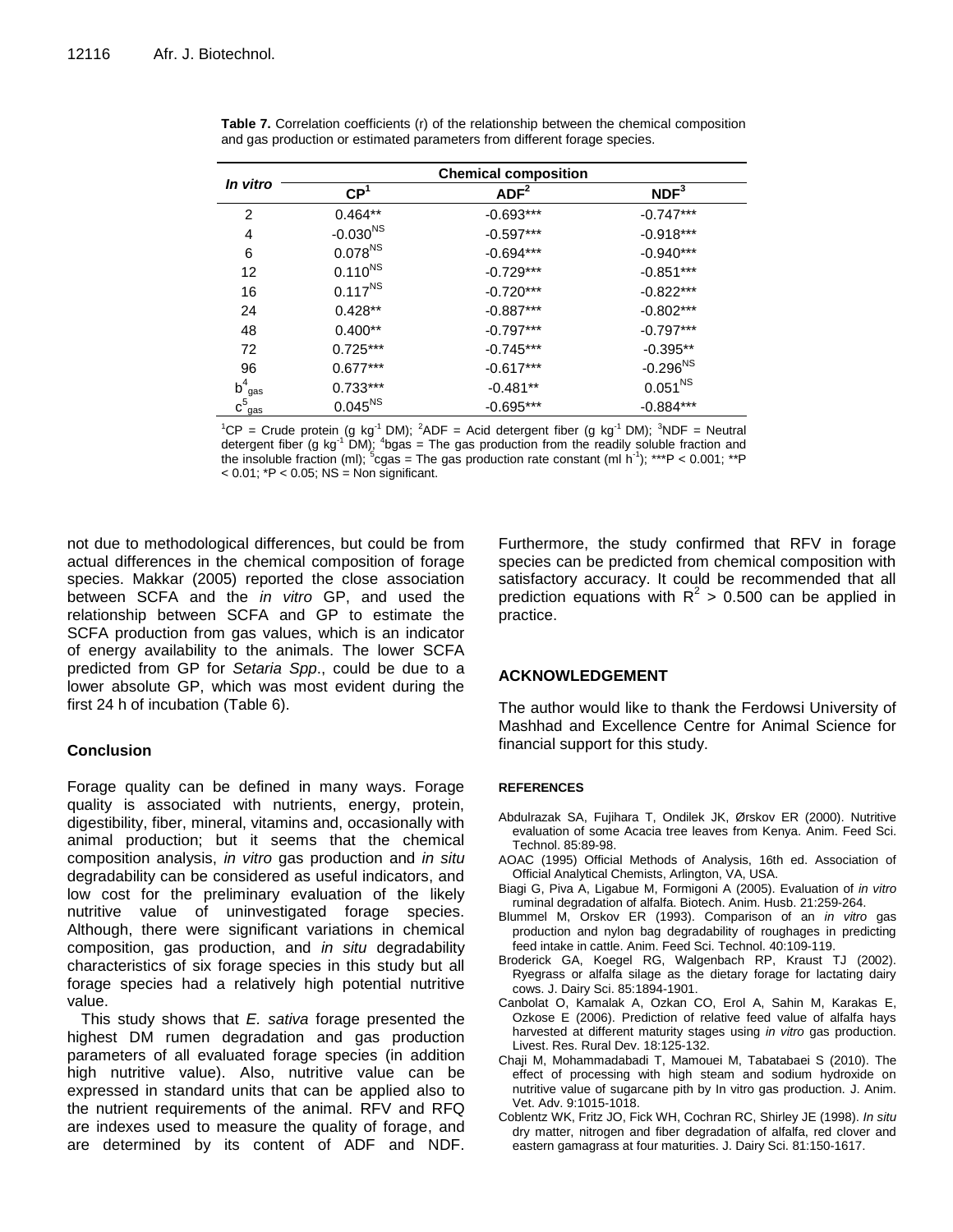**Table 7.** Correlation coefficients (r) of the relationship between the chemical composition and gas production or estimated parameters from different forage species.

| In vitro | Chemical composition | | |
|---|---|---|---|
| | CP[1] | ADF[2] | NDF[3] |
| 2 | 0.464** | -0.693*** | -0.747*** |
| 4 | $-0.030^{NS}$ | -0.597*** | -0.918*** |
| 6 | $0.078^{NS}$ | -0.694*** | -0.940*** |
| 12 | $0.110^{NS}$ | -0.729*** | -0.851*** |
| 16 | $0.117^{NS}$ | -0.720*** | -0.822*** |
| 24 | 0.428** | -0.887*** | -0.802*** |
| 48 | 0.400** | -0.797*** | -0.797*** |
| 72 | 0.725*** | -0.745*** | -0.395** |
| 96 | 0.677*** | -0.617*** | $-0.296^{NS}$ |
| $b^4_{gas}$ | 0.733*** | -0.481** | $0.051^{NS}$ |
| $c^5_{gas}$ | $0.045^{NS}$ | -0.695*** | -0.884*** |

[1]CP = Crude protein (g $kg^{-1}$ DM); [2]ADF = Acid detergent fiber (g $kg^{-1}$ DM); [3]NDF = Neutral detergent fiber (g $kg^{-1}$ DM); [4]bgas = The gas production from the readily soluble fraction and the insoluble fraction (ml); [5]cgas = The gas production rate constant (ml $h^{-1}$); ***P < 0.001; **P < 0.01; *P < 0.05; NS = Non significant.

not due to methodological differences, but could be from actual differences in the chemical composition of forage species. Makkar (2005) reported the close association between SCFA and the *in vitro* GP, and used the relationship between SCFA and GP to estimate the SCFA production from gas values, which is an indicator of energy availability to the animals. The lower SCFA predicted from GP for *Setaria Spp*., could be due to a lower absolute GP, which was most evident during the first 24 h of incubation (Table 6).

## Conclusion

Forage quality can be defined in many ways. Forage quality is associated with nutrients, energy, protein, digestibility, fiber, mineral, vitamins and, occasionally with animal production; but it seems that the chemical composition analysis, *in vitro* gas production and *in situ* degradability can be considered as useful indicators, and low cost for the preliminary evaluation of the likely nutritive value of uninvestigated forage species. Although, there were significant variations in chemical composition, gas production, and *in situ* degradability characteristics of six forage species in this study but all forage species had a relatively high potential nutritive value.

This study shows that *E. sativa* forage presented the highest DM rumen degradation and gas production parameters of all evaluated forage species (in addition high nutritive value). Also, nutritive value can be expressed in standard units that can be applied also to the nutrient requirements of the animal. RFV and RFQ are indexes used to measure the quality of forage, and are determined by its content of ADF and NDF. Furthermore, the study confirmed that RFV in forage species can be predicted from chemical composition with satisfactory accuracy. It could be recommended that all prediction equations with $R^2$ > 0.500 can be applied in practice.

## ACKNOWLEDGEMENT

The author would like to thank the Ferdowsi University of Mashhad and Excellence Centre for Animal Science for financial support for this study.

## REFERENCES

Abdulrazak SA, Fujihara T, Ondilek JK, Ørskov ER (2000). Nutritive evaluation of some Acacia tree leaves from Kenya. Anim. Feed Sci. Technol. 85:89-98.

AOAC (1995) Official Methods of Analysis, 16th ed. Association of Official Analytical Chemists, Arlington, VA, USA.

Biagi G, Piva A, Ligabue M, Formigoni A (2005). Evaluation of *in vitro* ruminal degradation of alfalfa. Biotech. Anim. Husb. 21:259-264.

Blummel M, Orskov ER (1993). Comparison of an *in vitro* gas production and nylon bag degradability of roughages in predicting feed intake in cattle. Anim. Feed Sci. Technol. 40:109-119.

Broderick GA, Koegel RG, Walgenbach RP, Kraust TJ (2002). Ryegrass or alfalfa silage as the dietary forage for lactating dairy cows. J. Dairy Sci. 85:1894-1901.

Canbolat O, Kamalak A, Ozkan CO, Erol A, Sahin M, Karakas E, Ozkose E (2006). Prediction of relative feed value of alfalfa hays harvested at different maturity stages using *in vitro* gas production. Livest. Res. Rural Dev. 18:125-132.

Chaji M, Mohammadabadi T, Mamouei M, Tabatabaei S (2010). The effect of processing with high steam and sodium hydroxide on nutritive value of sugarcane pith by In vitro gas production. J. Anim. Vet. Adv. 9:1015-1018.

Coblentz WK, Fritz JO, Fick WH, Cochran RC, Shirley JE (1998). *In situ* dry matter, nitrogen and fiber degradation of alfalfa, red clover and eastern gamagrass at four maturities. J. Dairy Sci. 81:150-1617.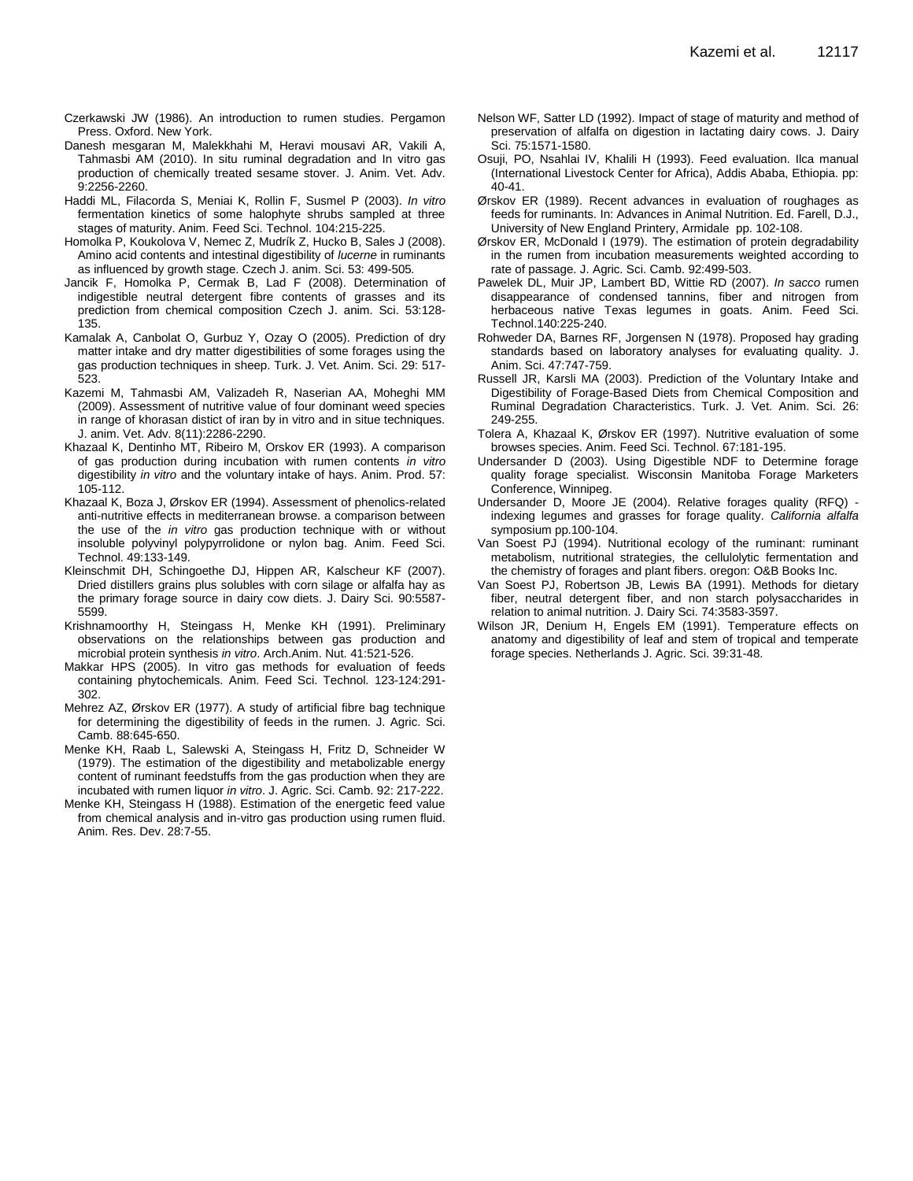Czerkawski JW (1986). An introduction to rumen studies. Pergamon Press. Oxford. New York.

Danesh mesgaran M, Malekkhahi M, Heravi mousavi AR, Vakili A, Tahmasbi AM (2010). In situ ruminal degradation and In vitro gas production of chemically treated sesame stover. J. Anim. Vet. Adv. 9:2256-2260.

Haddi ML, Filacorda S, Meniai K, Rollin F, Susmel P (2003). *In vitro* fermentation kinetics of some halophyte shrubs sampled at three stages of maturity. Anim. Feed Sci. Technol. 104:215-225.

Homolka P, Koukolova V, Nemec Z, Mudrík Z, Hucko B, Sales J (2008). Amino acid contents and intestinal digestibility of *lucerne* in ruminants as influenced by growth stage. Czech J. anim. Sci. 53: 499-505*.*

Jancik F, Homolka P, Cermak B, Lad F (2008). Determination of indigestible neutral detergent fibre contents of grasses and its prediction from chemical composition Czech J. anim. Sci. 53:128-135.

Kamalak A, Canbolat O, Gurbuz Y, Ozay O (2005). Prediction of dry matter intake and dry matter digestibilities of some forages using the gas production techniques in sheep. Turk. J. Vet. Anim. Sci. 29: 517-523.

Kazemi M, Tahmasbi AM, Valizadeh R, Naserian AA, Moheghi MM (2009). Assessment of nutritive value of four dominant weed species in range of khorasan distict of iran by in vitro and in situe techniques. J. anim. Vet. Adv. 8(11):2286-2290.

Khazaal K, Dentinho MT, Ribeiro M, Orskov ER (1993). A comparison of gas production during incubation with rumen contents *in vitro* digestibility *in vitro* and the voluntary intake of hays. Anim. Prod. 57: 105-112.

Khazaal K, Boza J, Ørskov ER (1994). Assessment of phenolics-related anti-nutritive effects in mediterranean browse. a comparison between the use of the *in vitro* gas production technique with or without insoluble polyvinyl polypyrrolidone or nylon bag. Anim. Feed Sci. Technol. 49:133-149.

Kleinschmit DH, Schingoethe DJ, Hippen AR, Kalscheur KF (2007). Dried distillers grains plus solubles with corn silage or alfalfa hay as the primary forage source in dairy cow diets. J. Dairy Sci. 90:5587-5599.

Krishnamoorthy H, Steingass H, Menke KH (1991). Preliminary observations on the relationships between gas production and microbial protein synthesis *in vitro*. Arch.Anim. Nut. 41:521-526.

Makkar HPS (2005). In vitro gas methods for evaluation of feeds containing phytochemicals. Anim. Feed Sci. Technol. 123-124:291-302.

Mehrez AZ, Ørskov ER (1977). A study of artificial fibre bag technique for determining the digestibility of feeds in the rumen. J. Agric. Sci. Camb. 88:645-650.

Menke KH, Raab L, Salewski A, Steingass H, Fritz D, Schneider W (1979). The estimation of the digestibility and metabolizable energy content of ruminant feedstuffs from the gas production when they are incubated with rumen liquor *in vitro*. J. Agric. Sci. Camb. 92: 217-222.

Menke KH, Steingass H (1988). Estimation of the energetic feed value from chemical analysis and in-vitro gas production using rumen fluid. Anim. Res. Dev. 28:7-55.

Nelson WF, Satter LD (1992). Impact of stage of maturity and method of preservation of alfalfa on digestion in lactating dairy cows. J. Dairy Sci. 75:1571-1580.

Osuji, PO, Nsahlai IV, Khalili H (1993). Feed evaluation. Ilca manual (International Livestock Center for Africa), Addis Ababa, Ethiopia. pp: 40-41.

Ørskov ER (1989). Recent advances in evaluation of roughages as feeds for ruminants. In: Advances in Animal Nutrition. Ed. Farell, D.J., University of New England Printery, Armidale pp. 102-108.

Ørskov ER, McDonald I (1979). The estimation of protein degradability in the rumen from incubation measurements weighted according to rate of passage. J. Agric. Sci. Camb. 92:499-503.

Pawelek DL, Muir JP, Lambert BD, Wittie RD (2007). *In sacco* rumen disappearance of condensed tannins, fiber and nitrogen from herbaceous native Texas legumes in goats. Anim. Feed Sci. Technol.140:225-240.

Rohweder DA, Barnes RF, Jorgensen N (1978). Proposed hay grading standards based on laboratory analyses for evaluating quality. J. Anim. Sci. 47:747-759.

Russell JR, Karsli MA (2003). Prediction of the Voluntary Intake and Digestibility of Forage-Based Diets from Chemical Composition and Ruminal Degradation Characteristics. Turk. J. Vet. Anim. Sci. 26: 249-255.

Tolera A, Khazaal K, Ørskov ER (1997). Nutritive evaluation of some browses species. Anim. Feed Sci. Technol. 67:181-195.

Undersander D (2003). Using Digestible NDF to Determine forage quality forage specialist. Wisconsin Manitoba Forage Marketers Conference, Winnipeg.

Undersander D, Moore JE (2004). Relative forages quality (RFQ) - indexing legumes and grasses for forage quality. *California alfalfa* symposium pp.100-104.

Van Soest PJ (1994). Nutritional ecology of the ruminant: ruminant metabolism, nutritional strategies, the cellulolytic fermentation and the chemistry of forages and plant fibers. oregon: O&B Books Inc.

Van Soest PJ, Robertson JB, Lewis BA (1991). Methods for dietary fiber, neutral detergent fiber, and non starch polysaccharides in relation to animal nutrition. J. Dairy Sci. 74:3583-3597.

Wilson JR, Denium H, Engels EM (1991). Temperature effects on anatomy and digestibility of leaf and stem of tropical and temperate forage species. Netherlands J. Agric. Sci. 39:31-48.